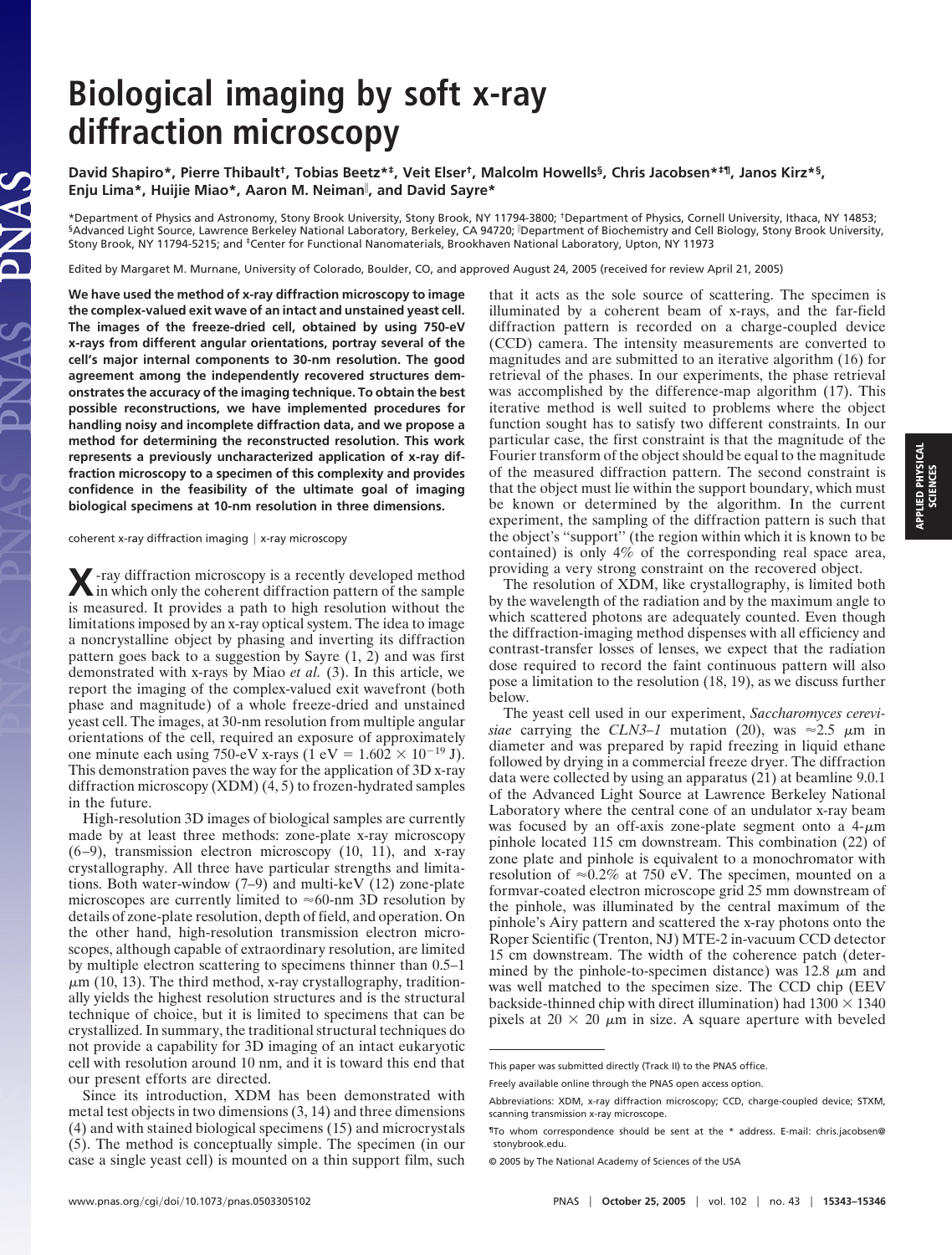# Biological imaging by soft x-ray diffraction microscopy

**David Shapiro*, Pierre Thibault†, Tobias Beetz*‡, Veit Elser†, Malcolm Howells§, Chris Jacobsen*‡¶, Janos Kirz*§, Enju Lima*, Huijie Miao*, Aaron M. Neiman‖, and David Sayre***

*Department of Physics and Astronomy, Stony Brook University, Stony Brook, NY 11794-3800; †Department of Physics, Cornell University, Ithaca, NY 14853; §Advanced Light Source, Lawrence Berkeley National Laboratory, Berkeley, CA 94720; ‖Department of Biochemistry and Cell Biology, Stony Brook University, Stony Brook, NY 11794-5215; and ‡Center for Functional Nanomaterials, Brookhaven National Laboratory, Upton, NY 11973

Edited by Margaret M. Murnane, University of Colorado, Boulder, CO, and approved August 24, 2005 (received for review April 21, 2005)

**We have used the method of x-ray diffraction microscopy to image the complex-valued exit wave of an intact and unstained yeast cell. The images of the freeze-dried cell, obtained by using 750-eV x-rays from different angular orientations, portray several of the cell's major internal components to 30-nm resolution. The good agreement among the independently recovered structures demonstrates the accuracy of the imaging technique. To obtain the best possible reconstructions, we have implemented procedures for handling noisy and incomplete diffraction data, and we propose a method for determining the reconstructed resolution. This work represents a previously uncharacterized application of x-ray diffraction microscopy to a specimen of this complexity and provides confidence in the feasibility of the ultimate goal of imaging biological specimens at 10-nm resolution in three dimensions.**

coherent x-ray diffraction imaging | x-ray microscopy

X-ray diffraction microscopy is a recently developed method in which only the coherent diffraction pattern of the sample is measured. It provides a path to high resolution without the limitations imposed by an x-ray optical system. The idea to image a noncrystalline object by phasing and inverting its diffraction pattern goes back to a suggestion by Sayre (1, 2) and was first demonstrated with x-rays by Miao *et al.* (3). In this article, we report the imaging of the complex-valued exit wavefront (both phase and magnitude) of a whole freeze-dried and unstained yeast cell. The images, at 30-nm resolution from multiple angular orientations of the cell, required an exposure of approximately one minute each using 750-eV x-rays (1 eV = $1.602 \times 10^{-19}$ J). This demonstration paves the way for the application of 3D x-ray diffraction microscopy (XDM) (4, 5) to frozen-hydrated samples in the future.

High-resolution 3D images of biological samples are currently made by at least three methods: zone-plate x-ray microscopy (6–9), transmission electron microscopy (10, 11), and x-ray crystallography. All three have particular strengths and limitations. Both water-window (7–9) and multi-keV (12) zone-plate microscopes are currently limited to ≈60-nm 3D resolution by details of zone-plate resolution, depth of field, and operation. On the other hand, high-resolution transmission electron microscopes, although capable of extraordinary resolution, are limited by multiple electron scattering to specimens thinner than 0.5–1 μm (10, 13). The third method, x-ray crystallography, traditionally yields the highest resolution structures and is the structural technique of choice, but it is limited to specimens that can be crystallized. In summary, the traditional structural techniques do not provide a capability for 3D imaging of an intact eukaryotic cell with resolution around 10 nm, and it is toward this end that our present efforts are directed.

Since its introduction, XDM has been demonstrated with metal test objects in two dimensions (3, 14) and three dimensions (4) and with stained biological specimens (15) and microcrystals (5). The method is conceptually simple. The specimen (in our case a single yeast cell) is mounted on a thin support film, such that it acts as the sole source of scattering. The specimen is illuminated by a coherent beam of x-rays, and the far-field diffraction pattern is recorded on a charge-coupled device (CCD) camera. The intensity measurements are converted to magnitudes and are submitted to an iterative algorithm (16) for retrieval of the phases. In our experiments, the phase retrieval was accomplished by the difference-map algorithm (17). This iterative method is well suited to problems where the object function sought has to satisfy two different constraints. In our particular case, the first constraint is that the magnitude of the Fourier transform of the object should be equal to the magnitude of the measured diffraction pattern. The second constraint is that the object must lie within the support boundary, which must be known or determined by the algorithm. In the current experiment, the sampling of the diffraction pattern is such that the object's "support" (the region within which it is known to be contained) is only 4% of the corresponding real space area, providing a very strong constraint on the recovered object.

The resolution of XDM, like crystallography, is limited both by the wavelength of the radiation and by the maximum angle to which scattered photons are adequately counted. Even though the diffraction-imaging method dispenses with all efficiency and contrast-transfer losses of lenses, we expect that the radiation dose required to record the faint continuous pattern will also pose a limitation to the resolution (18, 19), as we discuss further below.

The yeast cell used in our experiment, *Saccharomyces cerevisiae* carrying the *CLN3–1* mutation (20), was ≈2.5 μm in diameter and was prepared by rapid freezing in liquid ethane followed by drying in a commercial freeze dryer. The diffraction data were collected by using an apparatus (21) at beamline 9.0.1 of the Advanced Light Source at Lawrence Berkeley National Laboratory where the central cone of an undulator x-ray beam was focused by an off-axis zone-plate segment onto a 4-μm pinhole located 115 cm downstream. This combination (22) of zone plate and pinhole is equivalent to a monochromator with resolution of ≈0.2% at 750 eV. The specimen, mounted on a formvar-coated electron microscope grid 25 mm downstream of the pinhole, was illuminated by the central maximum of the pinhole's Airy pattern and scattered the x-ray photons onto the Roper Scientific (Trenton, NJ) MTE-2 in-vacuum CCD detector 15 cm downstream. The width of the coherence patch (determined by the pinhole-to-specimen distance) was 12.8 μm and was well matched to the specimen size. The CCD chip (EEV backside-thinned chip with direct illumination) had 1300 × 1340 pixels at 20 × 20 μm in size. A square aperture with beveled

This paper was submitted directly (Track II) to the PNAS office.

Freely available online through the PNAS open access option.

Abbreviations: XDM, x-ray diffraction microscopy; CCD, charge-coupled device; STXM, scanning transmission x-ray microscope.

¶To whom correspondence should be sent at the * address. E-mail: chris.jacobsen@stonybrook.edu.

© 2005 by The National Academy of Sciences of the USA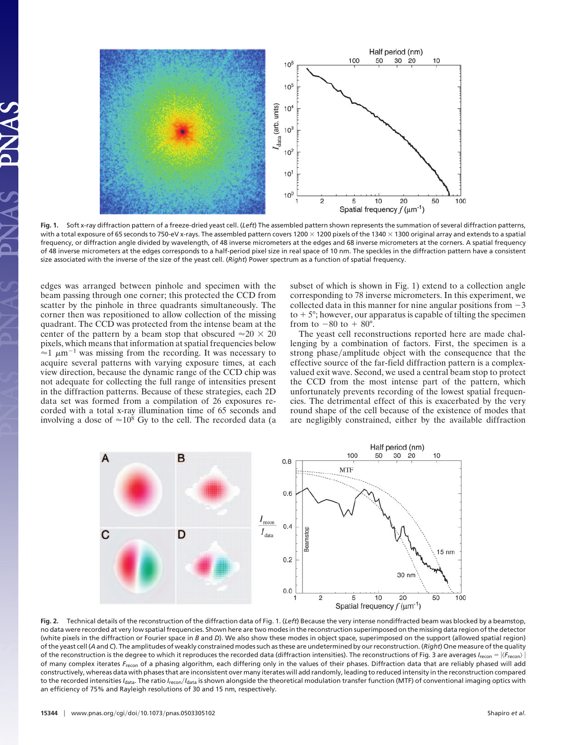**Fig. 1.** Soft x-ray diffraction pattern of a freeze-dried yeast cell. (*Left*) The assembled pattern shown represents the summation of several diffraction patterns, with a total exposure of 65 seconds to 750-eV x-rays. The assembled pattern covers 1200 × 1200 pixels of the 1340 × 1300 original array and extends to a spatial frequency, or diffraction angle divided by wavelength, of 48 inverse micrometers at the edges and 68 inverse micrometers at the corners. A spatial frequency of 48 inverse micrometers at the edges corresponds to a half-period pixel size in real space of 10 nm. The speckles in the diffraction pattern have a consistent size associated with the inverse of the size of the yeast cell. (*Right*) Power spectrum as a function of spatial frequency.

edges was arranged between pinhole and specimen with the beam passing through one corner; this protected the CCD from scatter by the pinhole in three quadrants simultaneously. The corner then was repositioned to allow collection of the missing quadrant. The CCD was protected from the intense beam at the center of the pattern by a beam stop that obscured ≈20 × 20 pixels, which means that information at spatial frequencies below ≈1 $\mu$m$^{-1}$ was missing from the recording. It was necessary to acquire several patterns with varying exposure times, at each view direction, because the dynamic range of the CCD chip was not adequate for collecting the full range of intensities present in the diffraction patterns. Because of these strategies, each 2D data set was formed from a compilation of 26 exposures recorded with a total x-ray illumination time of 65 seconds and involving a dose of ≈$10^8$ Gy to the cell. The recorded data (a subset of which is shown in Fig. 1) extend to a collection angle corresponding to 78 inverse micrometers. In this experiment, we collected data in this manner for nine angular positions from −3 to + 5°; however, our apparatus is capable of tilting the specimen from to −80 to + 80°.

The yeast cell reconstructions reported here are made challenging by a combination of factors. First, the specimen is a strong phase/amplitude object with the consequence that the effective source of the far-field diffraction pattern is a complex-valued exit wave. Second, we used a central beam stop to protect the CCD from the most intense part of the pattern, which unfortunately prevents recording of the lowest spatial frequencies. The detrimental effect of this is exacerbated by the very round shape of the cell because of the existence of modes that are negligibly constrained, either by the available diffraction

**Fig. 2.** Technical details of the reconstruction of the diffraction data of Fig. 1. (*Left*) Because the very intense nondiffracted beam was blocked by a beamstop, no data were recorded at very low spatial frequencies. Shown here are two modes in the reconstruction superimposed on the missing data region of the detector (white pixels in the diffraction or Fourier space in *B* and *D*). We also show these modes in object space, superimposed on the support (allowed spatial region) of the yeast cell (*A* and *C*). The amplitudes of weakly constrained modes such as these are undetermined by our reconstruction. (*Right*) One measure of the quality of the reconstruction is the degree to which it reproduces the recorded data (diffraction intensities). The reconstructions of Fig. 3 are averages $I_{recon} = |\langle F_{recon} \rangle|$ of many complex iterates $F_{recon}$ of a phasing algorithm, each differing only in the values of their phases. Diffraction data that are reliably phased will add constructively, whereas data with phases that are inconsistent over many iterates will add randomly, leading to reduced intensity in the reconstruction compared to the recorded intensities $I_{data}$. The ratio $I_{recon}/I_{data}$ is shown alongside the theoretical modulation transfer function (MTF) of conventional imaging optics with an efficiency of 75% and Rayleigh resolutions of 30 and 15 nm, respectively.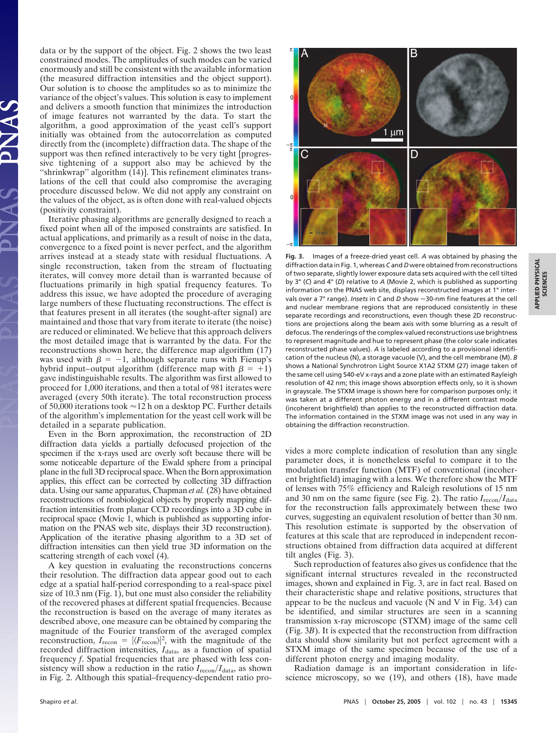data or by the support of the object. Fig. 2 shows the two least constrained modes. The amplitudes of such modes can be varied enormously and still be consistent with the available information (the measured diffraction intensities and the object support). Our solution is to choose the amplitudes so as to minimize the variance of the object's values. This solution is easy to implement and delivers a smooth function that minimizes the introduction of image features not warranted by the data. To start the algorithm, a good approximation of the yeast cell's support initially was obtained from the autocorrelation as computed directly from the (incomplete) diffraction data. The shape of the support was then refined interactively to be very tight [progressive tightening of a support also may be achieved by the "shrinkwrap" algorithm (14)]. This refinement eliminates translations of the cell that could also compromise the averaging procedure discussed below. We did not apply any constraint on the values of the object, as is often done with real-valued objects (positivity constraint).

Iterative phasing algorithms are generally designed to reach a fixed point when all of the imposed constraints are satisfied. In actual applications, and primarily as a result of noise in the data, convergence to a fixed point is never perfect, and the algorithm arrives instead at a steady state with residual fluctuations. A single reconstruction, taken from the stream of fluctuating iterates, will convey more detail than is warranted because of fluctuations primarily in high spatial frequency features. To address this issue, we have adopted the procedure of averaging large numbers of these fluctuating reconstructions. The effect is that features present in all iterates (the sought-after signal) are maintained and those that vary from iterate to iterate (the noise) are reduced or eliminated. We believe that this approach delivers the most detailed image that is warranted by the data. For the reconstructions shown here, the difference map algorithm (17) was used with $\beta = -1$, although separate runs with Fienup's hybrid input–output algorithm (difference map with $\beta = +1$) gave indistinguishable results. The algorithm was first allowed to proceed for 1,000 iterations, and then a total of 981 iterates were averaged (every 50th iterate). The total reconstruction process of 50,000 iterations took ≈12 h on a desktop PC. Further details of the algorithm's implementation for the yeast cell work will be detailed in a separate publication.

Even in the Born approximation, the reconstruction of 2D diffraction data yields a partially defocused projection of the specimen if the x-rays used are overly soft because there will be some noticeable departure of the Ewald sphere from a principal plane in the full 3D reciprocal space. When the Born approximation applies, this effect can be corrected by collecting 3D diffraction data. Using our same apparatus, Chapman *et al.* (28) have obtained reconstructions of nonbiological objects by properly mapping diffraction intensities from planar CCD recordings into a 3D cube in reciprocal space (Movie 1, which is published as supporting information on the PNAS web site, displays their 3D reconstruction). Application of the iterative phasing algorithm to a 3D set of diffraction intensities can then yield true 3D information on the scattering strength of each voxel (4).

A key question in evaluating the reconstructions concerns their resolution. The diffraction data appear good out to each edge at a spatial half-period corresponding to a real-space pixel size of 10.3 nm (Fig. 1), but one must also consider the reliability of the recovered phases at different spatial frequencies. Because the reconstruction is based on the average of many iterates as described above, one measure can be obtained by comparing the magnitude of the Fourier transform of the averaged complex reconstruction, $I_{recon} = |\langle F_{recon} \rangle|^2$, with the magnitude of the recorded diffraction intensities, $I_{data}$, as a function of spatial frequency $f$. Spatial frequencies that are phased with less consistency will show a reduction in the ratio $I_{recon}/I_{data}$, as shown in Fig. 2. Although this spatial–frequency-dependent ratio provides a more complete indication of resolution than any single parameter does, it is nonetheless useful to compare it to the modulation transfer function (MTF) of conventional (incoherent brightfield) imaging with a lens. We therefore show the MTF of lenses with 75% efficiency and Raleigh resolutions of 15 nm and 30 nm on the same figure (see Fig. 2). The ratio $I_{recon}/I_{data}$ for the reconstruction falls approximately between these two curves, suggesting an equivalent resolution of better than 30 nm. This resolution estimate is supported by the observation of features at this scale that are reproduced in independent reconstructions obtained from diffraction data acquired at different tilt angles (Fig. 3).

**Fig. 3.** Images of a freeze-dried yeast cell. *A* was obtained by phasing the diffraction data in Fig. 1, whereas *C* and *D* were obtained from reconstructions of two separate, slightly lower exposure data sets acquired with the cell tilted by 3° (*C*) and 4° (*D*) relative to *A* (Movie 2, which is published as supporting information on the PNAS web site, displays reconstructed images at 1° intervals over a 7° range). *Insets* in *C* and *D* show ≈30-nm fine features at the cell and nuclear membrane regions that are reproduced consistently in these separate recordings and reconstructions, even though these 2D reconstructions are projections along the beam axis with some blurring as a result of defocus. The renderings of the complex-valued reconstructions use brightness to represent magnitude and hue to represent phase (the color scale indicates reconstructed phase values). *A* is labeled according to a provisional identification of the nucleus (N), a storage vacuole (V), and the cell membrane (M). *B* shows a National Synchrotron Light Source X1A2 STXM (27) image taken of the same cell using 540-eV x-rays and a zone plate with an estimated Rayleigh resolution of 42 nm; this image shows absorption effects only, so it is shown in grayscale. The STXM image is shown here for comparison purposes only; it was taken at a different photon energy and in a different contrast mode (incoherent brightfield) than applies to the reconstructed diffraction data. The information contained in the STXM image was not used in any way in obtaining the diffraction reconstruction.

Such reproduction of features also gives us confidence that the significant internal structures revealed in the reconstructed images, shown and explained in Fig. 3, are in fact real. Based on their characteristic shape and relative positions, structures that appear to be the nucleus and vacuole (N and V in Fig. 3*A*) can be identified, and similar structures are seen in a scanning transmission x-ray microscope (STXM) image of the same cell (Fig. 3*B*). It is expected that the reconstruction from diffraction data should show similarity but not perfect agreement with a STXM image of the same specimen because of the use of a different photon energy and imaging modality.

Radiation damage is an important consideration in life-science microscopy, so we (19), and others (18), have made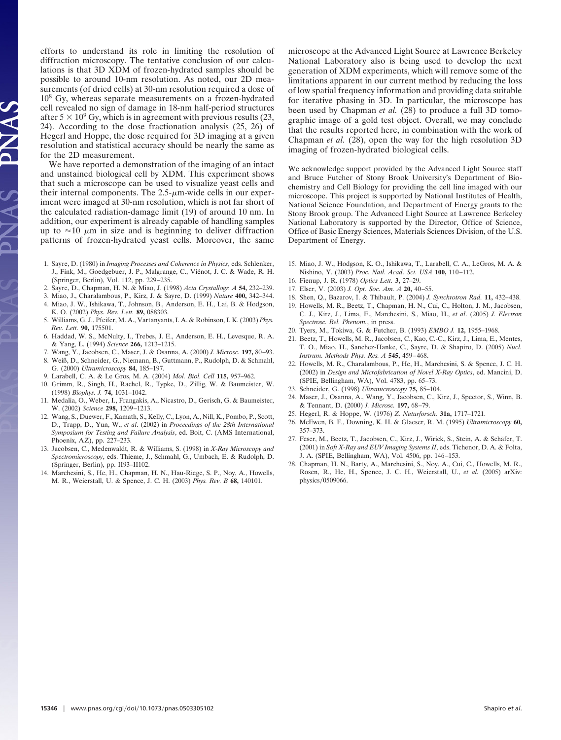efforts to understand its role in limiting the resolution of diffraction microscopy. The tentative conclusion of our calculations is that 3D XDM of frozen-hydrated samples should be possible to around 10-nm resolution. As noted, our 2D measurements (of dried cells) at 30-nm resolution required a dose of $10^8$ Gy, whereas separate measurements on a frozen-hydrated cell revealed no sign of damage in 18-nm half-period structures after $5 \times 10^9$ Gy, which is in agreement with previous results (23, 24). According to the dose fractionation analysis (25, 26) of Hegerl and Hoppe, the dose required for 3D imaging at a given resolution and statistical accuracy should be nearly the same as for the 2D measurement.

We have reported a demonstration of the imaging of an intact and unstained biological cell by XDM. This experiment shows that such a microscope can be used to visualize yeast cells and their internal components. The 2.5-$\mu$m-wide cells in our experiment were imaged at 30-nm resolution, which is not far short of the calculated radiation-damage limit (19) of around 10 nm. In addition, our experiment is already capable of handling samples up to $\approx$10 $\mu$m in size and is beginning to deliver diffraction patterns of frozen-hydrated yeast cells. Moreover, the same microscope at the Advanced Light Source at Lawrence Berkeley National Laboratory also is being used to develop the next generation of XDM experiments, which will remove some of the limitations apparent in our current method by reducing the loss of low spatial frequency information and providing data suitable for iterative phasing in 3D. In particular, the microscope has been used by Chapman *et al.* (28) to produce a full 3D tomographic image of a gold test object. Overall, we may conclude that the results reported here, in combination with the work of Chapman *et al.* (28), open the way for the high resolution 3D imaging of frozen-hydrated biological cells.

We acknowledge support provided by the Advanced Light Source staff and Bruce Futcher of Stony Brook University's Department of Biochemistry and Cell Biology for providing the cell line imaged with our microscope. This project is supported by National Institutes of Health, National Science Foundation, and Department of Energy grants to the Stony Brook group. The Advanced Light Source at Lawrence Berkeley National Laboratory is supported by the Director, Office of Science, Office of Basic Energy Sciences, Materials Sciences Division, of the U.S. Department of Energy.

1. Sayre, D. (1980) in *Imaging Processes and Coherence in Physics*, eds. Schlenker, J., Fink, M., Goedgebuer, J. P., Malgrange, C., Viénot, J. C. & Wade, R. H. (Springer, Berlin), Vol. 112, pp. 229–235.
2. Sayre, D., Chapman, H. N. & Miao, J. (1998) *Acta Crystallogr. A* **54,** 232–239.
3. Miao, J., Charalambous, P., Kirz, J. & Sayre, D. (1999) *Nature* **400,** 342–344.
4. Miao, J. W., Ishikawa, T., Johnson, B., Anderson, E. H., Lai, B. & Hodgson, K. O. (2002) *Phys. Rev. Lett.* **89,** 088303.
5. Williams, G. J., Pfeifer, M. A., Vartanyants, I. A. & Robinson, I. K. (2003) *Phys. Rev. Lett.* **90,** 175501.
6. Haddad, W. S., McNulty, I., Trebes, J. E., Anderson, E. H., Levesque, R. A. & Yang, L. (1994) *Science* **266,** 1213–1215.
7. Wang, Y., Jacobsen, C., Maser, J. & Osanna, A. (2000) *J. Microsc.* **197,** 80–93.
8. Weiß, D., Schneider, G., Niemann, B., Guttmann, P., Rudolph, D. & Schmahl, G. (2000) *Ultramicroscopy* **84,** 185–197.
9. Larabell, C. A. & Le Gros, M. A. (2004) *Mol. Biol. Cell* **115,** 957–962.
10. Grimm, R., Singh, H., Rachel, R., Typke, D., Zillig, W. & Baumeister, W. (1998) *Biophys. J.* **74,** 1031–1042.
11. Medalia, O., Weber, I., Frangakis, A., Nicastro, D., Gerisch, G. & Baumeister, W. (2002) *Science* **298,** 1209–1213.
12. Wang, S., Duewer, F., Kamath, S., Kelly, C., Lyon, A., Nill, K., Pombo, P., Scott, D., Trapp, D., Yun, W., *et al.* (2002) in *Proceedings of the 28th International Symposium for Testing and Failure Analysis*, ed. Boit, C. (AMS International, Phoenix, AZ), pp. 227–233.
13. Jacobsen, C., Medenwaldt, R. & Williams, S. (1998) in *X-Ray Microscopy and Spectromicroscopy*, eds. Thieme, J., Schmahl, G., Umbach, E. & Rudolph, D. (Springer, Berlin), pp. II93–II102.
14. Marchesini, S., He, H., Chapman, H. N., Hau-Riege, S. P., Noy, A., Howells, M. R., Weierstall, U. & Spence, J. C. H. (2003) *Phys. Rev. B* **68,** 140101.
15. Miao, J. W., Hodgson, K. O., Ishikawa, T., Larabell, C. A., LeGros, M. A. & Nishino, Y. (2003) *Proc. Natl. Acad. Sci. USA* **100,** 110–112.
16. Fienup, J. R. (1978) *Optics Lett.* **3,** 27–29.
17. Elser, V. (2003) *J. Opt. Soc. Am. A* **20,** 40–55.
18. Shen, Q., Bazarov, I. & Thibault, P. (2004) *J. Synchrotron Rad.* **11,** 432–438.
19. Howells, M. R., Beetz, T., Chapman, H. N., Cui, C., Holton, J. M., Jacobsen, C. J., Kirz, J., Lima, E., Marchesini, S., Miao, H., *et al*. (2005) *J. Electron Spectrosc. Rel. Phenom.*, in press.
20. Tyers, M., Tokiwa, G. & Futcher, B. (1993) *EMBO J.* **12,** 1955–1968.
21. Beetz, T., Howells, M. R., Jacobsen, C., Kao, C.-C., Kirz, J., Lima, E., Mentes, T. O., Miao, H., Sanchez-Hanke, C., Sayre, D. & Shapiro, D. (2005) *Nucl. Instrum. Methods Phys. Res. A* **545,** 459–468.
22. Howells, M. R., Charalambous, P., He, H., Marchesini, S. & Spence, J. C. H. (2002) in *Design and Microfabrication of Novel X-Ray Optics*, ed. Mancini, D. (SPIE, Bellingham, WA), Vol. 4783, pp. 65–73.
23. Schneider, G. (1998) *Ultramicroscopy* **75,** 85–104.
24. Maser, J., Osanna, A., Wang, Y., Jacobsen, C., Kirz, J., Spector, S., Winn, B. & Tennant, D. (2000) *J. Microsc.* **197,** 68–79.
25. Hegerl, R. & Hoppe, W. (1976) *Z. Naturforsch.* **31a,** 1717–1721.
26. McEwen, B. F., Downing, K. H. & Glaeser, R. M. (1995) *Ultramicroscopy* **60,** 357–373.
27. Feser, M., Beetz, T., Jacobsen, C., Kirz, J., Wirick, S., Stein, A. & Schäfer, T. (2001) in *Soft X-Ray and EUV Imaging Systems II*, eds. Tichenor, D. A. & Folta, J. A. (SPIE, Bellingham, WA), Vol. 4506, pp. 146–153.
28. Chapman, H. N., Barty, A., Marchesini, S., Noy, A., Cui, C., Howells, M. R., Rosen, R., He, H., Spence, J. C. H., Weierstall, U., *et al.* (2005) arXiv: physics/0509066.